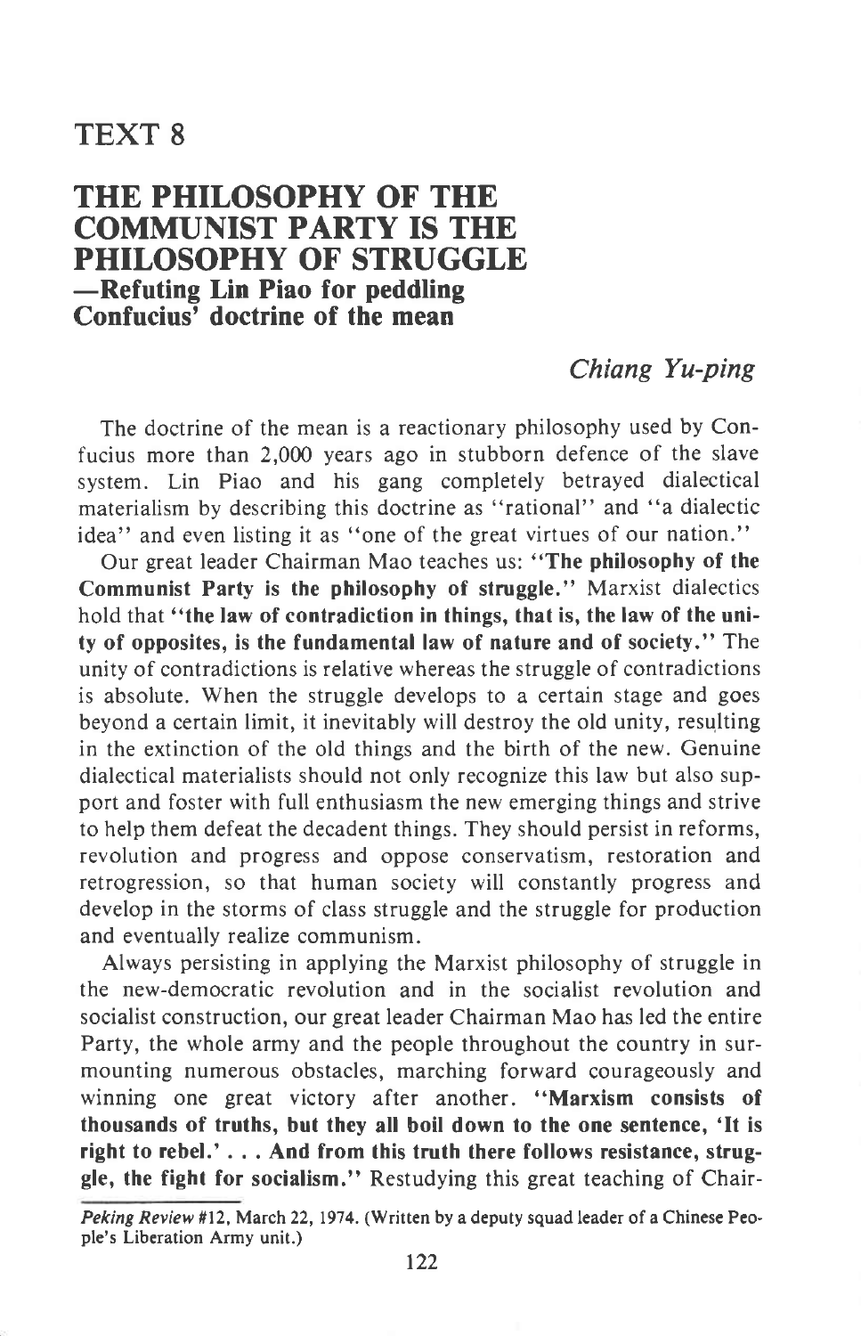# TEXT 8

## THE PHILOSOPHY OF THE COMMUNIST PARTY IS THE PHILOSOPHY OF STRUGGLE
### —Refuting Lin Piao for peddling Confucius' doctrine of the mean

*Chiang Yu-ping*

The doctrine of the mean is a reactionary philosophy used by Confucius more than 2,000 years ago in stubborn defence of the slave system. Lin Piao and his gang completely betrayed dialectical materialism by describing this doctrine as "rational" and "a dialectic idea" and even listing it as "one of the great virtues of our nation."

Our great leader Chairman Mao teaches us: "**The philosophy of the Communist Party is the philosophy of struggle.**" Marxist dialectics hold that "**the law of contradiction in things, that is, the law of the unity of opposites, is the fundamental law of nature and of society.**" The unity of contradictions is relative whereas the struggle of contradictions is absolute. When the struggle develops to a certain stage and goes beyond a certain limit, it inevitably will destroy the old unity, resulting in the extinction of the old things and the birth of the new. Genuine dialectical materialists should not only recognize this law but also support and foster with full enthusiasm the new emerging things and strive to help them defeat the decadent things. They should persist in reforms, revolution and progress and oppose conservatism, restoration and retrogression, so that human society will constantly progress and develop in the storms of class struggle and the struggle for production and eventually realize communism.

Always persisting in applying the Marxist philosophy of struggle in the new-democratic revolution and in the socialist revolution and socialist construction, our great leader Chairman Mao has led the entire Party, the whole army and the people throughout the country in surmounting numerous obstacles, marching forward courageously and winning one great victory after another. "**Marxism consists of thousands of truths, but they all boil down to the one sentence, 'It is right to rebel.' . . . And from this truth there follows resistance, struggle, the fight for socialism.**" Restudying this great teaching of Chair-

*Peking Review* #12, March 22, 1974. (Written by a deputy squad leader of a Chinese People's Liberation Army unit.)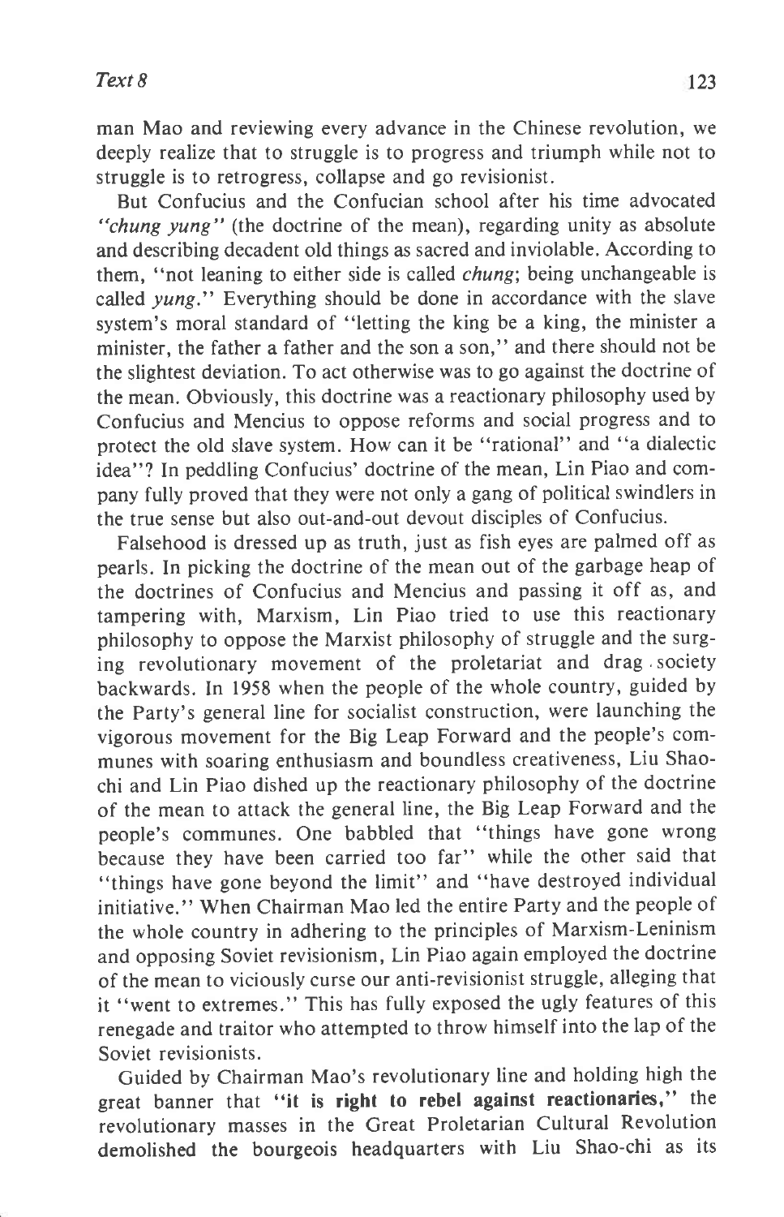man Mao and reviewing every advance in the Chinese revolution, we deeply realize that to struggle is to progress and triumph while not to struggle is to retrogress, collapse and go revisionist.

But Confucius and the Confucian school after his time advocated "*chung yung*" (the doctrine of the mean), regarding unity as absolute and describing decadent old things as sacred and inviolable. According to them, "not leaning to either side is called *chung*; being unchangeable is called *yung*." Everything should be done in accordance with the slave system's moral standard of "letting the king be a king, the minister a minister, the father a father and the son a son," and there should not be the slightest deviation. To act otherwise was to go against the doctrine of the mean. Obviously, this doctrine was a reactionary philosophy used by Confucius and Mencius to oppose reforms and social progress and to protect the old slave system. How can it be "rational" and "a dialectic idea"? In peddling Confucius' doctrine of the mean, Lin Piao and company fully proved that they were not only a gang of political swindlers in the true sense but also out-and-out devout disciples of Confucius.

Falsehood is dressed up as truth, just as fish eyes are palmed off as pearls. In picking the doctrine of the mean out of the garbage heap of the doctrines of Confucius and Mencius and passing it off as, and tampering with, Marxism, Lin Piao tried to use this reactionary philosophy to oppose the Marxist philosophy of struggle and the surging revolutionary movement of the proletariat and drag society backwards. In 1958 when the people of the whole country, guided by the Party's general line for socialist construction, were launching the vigorous movement for the Big Leap Forward and the people's communes with soaring enthusiasm and boundless creativeness, Liu Shao-chi and Lin Piao dished up the reactionary philosophy of the doctrine of the mean to attack the general line, the Big Leap Forward and the people's communes. One babbled that "things have gone wrong because they have been carried too far" while the other said that "things have gone beyond the limit" and "have destroyed individual initiative." When Chairman Mao led the entire Party and the people of the whole country in adhering to the principles of Marxism-Leninism and opposing Soviet revisionism, Lin Piao again employed the doctrine of the mean to viciously curse our anti-revisionist struggle, alleging that it "went to extremes." This has fully exposed the ugly features of this renegade and traitor who attempted to throw himself into the lap of the Soviet revisionists.

Guided by Chairman Mao's revolutionary line and holding high the great banner that **"it is right to rebel against reactionaries,"** the revolutionary masses in the Great Proletarian Cultural Revolution demolished the bourgeois headquarters with Liu Shao-chi as its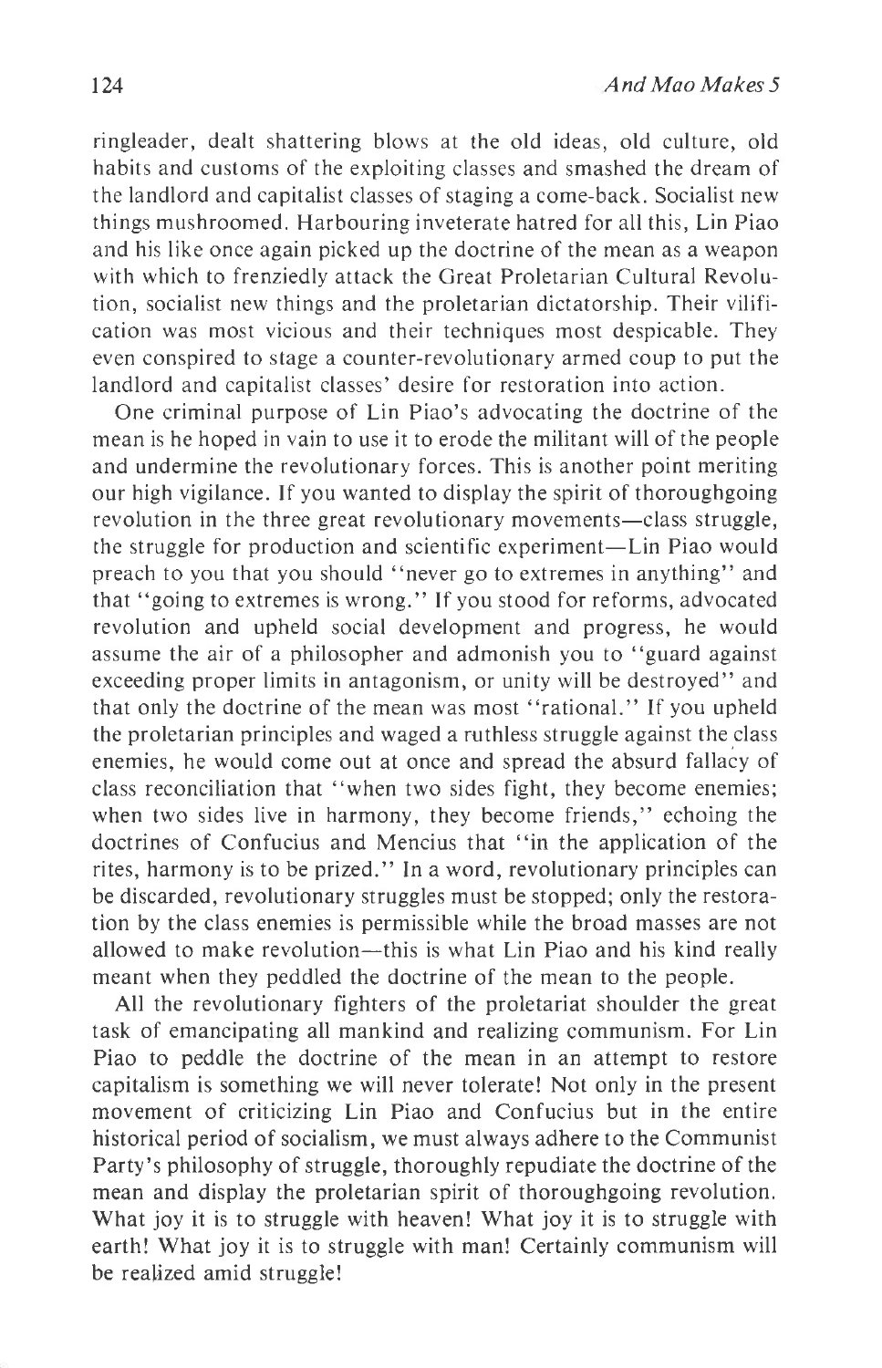ringleader, dealt shattering blows at the old ideas, old culture, old habits and customs of the exploiting classes and smashed the dream of the landlord and capitalist classes of staging a come-back. Socialist new things mushroomed. Harbouring inveterate hatred for all this, Lin Piao and his like once again picked up the doctrine of the mean as a weapon with which to frenziedly attack the Great Proletarian Cultural Revolution, socialist new things and the proletarian dictatorship. Their vilification was most vicious and their techniques most despicable. They even conspired to stage a counter-revolutionary armed coup to put the landlord and capitalist classes' desire for restoration into action.

One criminal purpose of Lin Piao's advocating the doctrine of the mean is he hoped in vain to use it to erode the militant will of the people and undermine the revolutionary forces. This is another point meriting our high vigilance. If you wanted to display the spirit of thoroughgoing revolution in the three great revolutionary movements—class struggle, the struggle for production and scientific experiment—Lin Piao would preach to you that you should "never go to extremes in anything" and that "going to extremes is wrong." If you stood for reforms, advocated revolution and upheld social development and progress, he would assume the air of a philosopher and admonish you to "guard against exceeding proper limits in antagonism, or unity will be destroyed" and that only the doctrine of the mean was most "rational." If you upheld the proletarian principles and waged a ruthless struggle against the class enemies, he would come out at once and spread the absurd fallacy of class reconciliation that "when two sides fight, they become enemies; when two sides live in harmony, they become friends," echoing the doctrines of Confucius and Mencius that "in the application of the rites, harmony is to be prized." In a word, revolutionary principles can be discarded, revolutionary struggles must be stopped; only the restoration by the class enemies is permissible while the broad masses are not allowed to make revolution—this is what Lin Piao and his kind really meant when they peddled the doctrine of the mean to the people.

All the revolutionary fighters of the proletariat shoulder the great task of emancipating all mankind and realizing communism. For Lin Piao to peddle the doctrine of the mean in an attempt to restore capitalism is something we will never tolerate! Not only in the present movement of criticizing Lin Piao and Confucius but in the entire historical period of socialism, we must always adhere to the Communist Party's philosophy of struggle, thoroughly repudiate the doctrine of the mean and display the proletarian spirit of thoroughgoing revolution. What joy it is to struggle with heaven! What joy it is to struggle with earth! What joy it is to struggle with man! Certainly communism will be realized amid struggle!